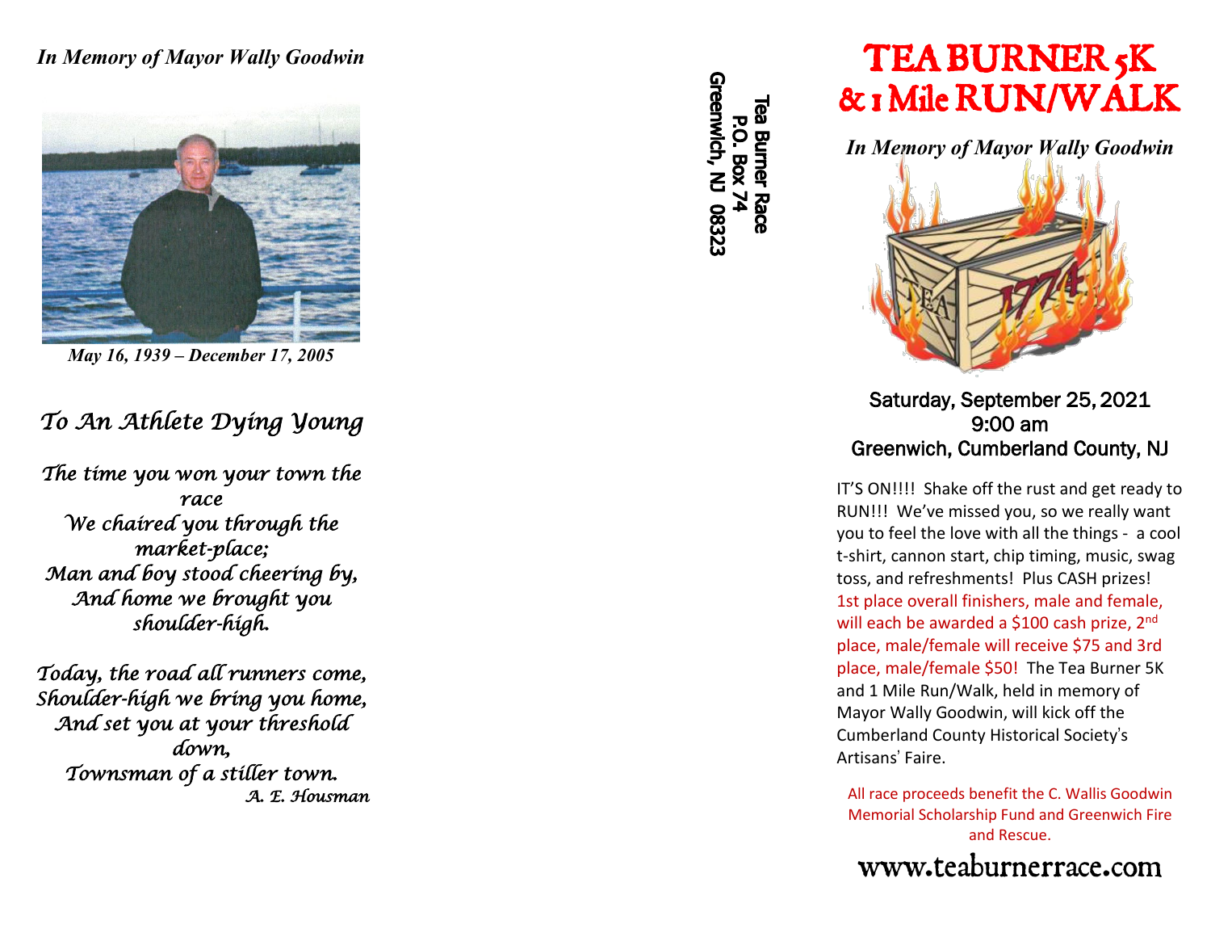*In Memory of Mayor Wally Goodwin*

*May 16, 1939 – December 17, 2005*

## *To An Athlete Dying Young*

*The time you won your town the race*
*We chaired you through the market-place;*
*Man and boy stood cheering by,*
*And home we brought you shoulder-high.*

*Today, the road all runners come,*
*Shoulder-high we bring you home,*
*And set you at your threshold down,*
*Townsman of a stiller town.*

*A. E. Housman*

**Tea Burner Race**
**P.O. Box 74**
**Greenwich, NJ 08323**

# TEA BURNER 5K & 1 Mile RUN/WALK

*In Memory of Mayor Wally Goodwin*

Saturday, September 25, 2021
9:00 am
Greenwich, Cumberland County, NJ

IT'S ON!!!! Shake off the rust and get ready to RUN!!! We've missed you, so we really want you to feel the love with all the things - a cool t-shirt, cannon start, chip timing, music, swag toss, and refreshments! Plus CASH prizes! 1st place overall finishers, male and female, will each be awarded a $100 cash prize, 2nd place, male/female will receive $75 and 3rd place, male/female $50! The Tea Burner 5K and 1 Mile Run/Walk, held in memory of Mayor Wally Goodwin, will kick off the Cumberland County Historical Society's Artisans' Faire.

All race proceeds benefit the C. Wallis Goodwin Memorial Scholarship Fund and Greenwich Fire and Rescue.

www.teaburnerrace.com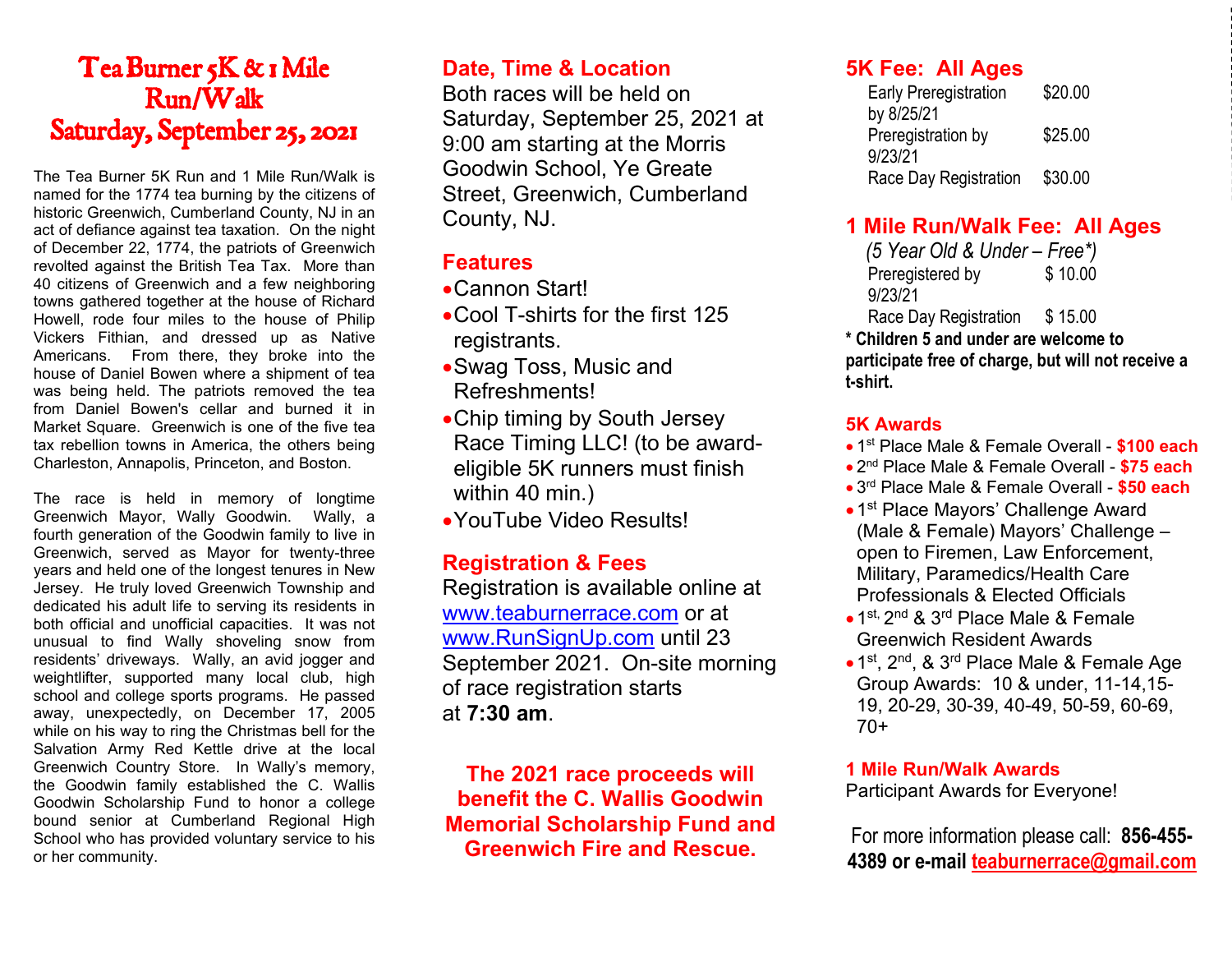# Tea Burner 5K & 1 Mile Run/Walk
# Saturday, September 25, 2021

The Tea Burner 5K Run and 1 Mile Run/Walk is named for the 1774 tea burning by the citizens of historic Greenwich, Cumberland County, NJ in an act of defiance against tea taxation. On the night of December 22, 1774, the patriots of Greenwich revolted against the British Tea Tax. More than 40 citizens of Greenwich and a few neighboring towns gathered together at the house of Richard Howell, rode four miles to the house of Philip Vickers Fithian, and dressed up as Native Americans. From there, they broke into the house of Daniel Bowen where a shipment of tea was being held. The patriots removed the tea from Daniel Bowen's cellar and burned it in Market Square. Greenwich is one of the five tea tax rebellion towns in America, the others being Charleston, Annapolis, Princeton, and Boston.

The race is held in memory of longtime Greenwich Mayor, Wally Goodwin. Wally, a fourth generation of the Goodwin family to live in Greenwich, served as Mayor for twenty-three years and held one of the longest tenures in New Jersey. He truly loved Greenwich Township and dedicated his adult life to serving its residents in both official and unofficial capacities. It was not unusual to find Wally shoveling snow from residents' driveways. Wally, an avid jogger and weightlifter, supported many local club, high school and college sports programs. He passed away, unexpectedly, on December 17, 2005 while on his way to ring the Christmas bell for the Salvation Army Red Kettle drive at the local Greenwich Country Store. In Wally's memory, the Goodwin family established the C. Wallis Goodwin Scholarship Fund to honor a college bound senior at Cumberland Regional High School who has provided voluntary service to his or her community.

## Date, Time & Location

Both races will be held on Saturday, September 25, 2021 at 9:00 am starting at the Morris Goodwin School, Ye Greate Street, Greenwich, Cumberland County, NJ.

## Features

- Cannon Start!
- Cool T-shirts for the first 125 registrants.
- Swag Toss, Music and Refreshments!
- Chip timing by South Jersey Race Timing LLC! (to be award-eligible 5K runners must finish within 40 min.)
- YouTube Video Results!

## Registration & Fees

Registration is available online at www.teaburnerrace.com or at www.RunSignUp.com until 23 September 2021. On-site morning of race registration starts at **7:30 am**.

**The 2021 race proceeds will benefit the C. Wallis Goodwin Memorial Scholarship Fund and Greenwich Fire and Rescue.**

## 5K Fee: All Ages

| | |
|---|---|
| Early Preregistration by 8/25/21 | $20.00 |
| Preregistration by 9/23/21 | $25.00 |
| Race Day Registration | $30.00 |

## 1 Mile Run/Walk Fee: All Ages

*(5 Year Old & Under – Free\*)*

| | |
|---|---|
| Preregistered by 9/23/21 | $ 10.00 |
| Race Day Registration | $ 15.00 |

**\* Children 5 and under are welcome to participate free of charge, but will not receive a t-shirt.**

### 5K Awards

- 1st Place Male & Female Overall - **$100 each**
- 2nd Place Male & Female Overall - **$75 each**
- 3rd Place Male & Female Overall - **$50 each**
- 1st Place Mayors' Challenge Award (Male & Female) Mayors' Challenge – open to Firemen, Law Enforcement, Military, Paramedics/Health Care Professionals & Elected Officials
- 1st, 2nd & 3rd Place Male & Female Greenwich Resident Awards
- 1st, 2nd, & 3rd Place Male & Female Age Group Awards: 10 & under, 11-14,15-19, 20-29, 30-39, 40-49, 50-59, 60-69, 70+

### 1 Mile Run/Walk Awards

Participant Awards for Everyone!

For more information please call: **856-455-4389 or e-mail teaburnerrace@gmail.com**